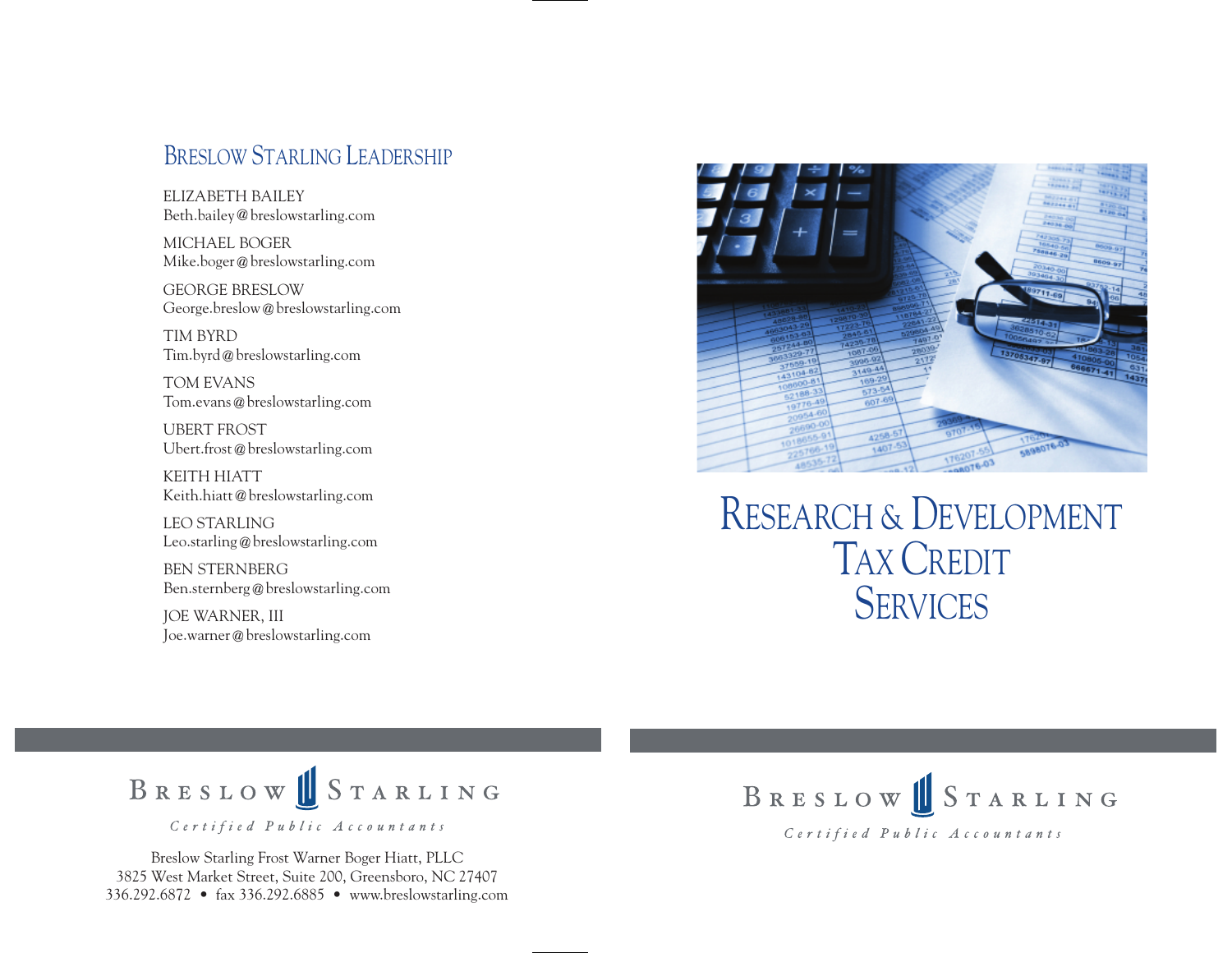## Breslow Starling Leadership

ELIZABETH BAILEY
Beth.bailey@breslowstarling.com

MICHAEL BOGER
Mike.boger@breslowstarling.com

GEORGE BRESLOW
George.breslow@breslowstarling.com

TIM BYRD
Tim.byrd@breslowstarling.com

TOM EVANS
Tom.evans@breslowstarling.com

UBERT FROST
Ubert.frost@breslowstarling.com

KEITH HIATT
Keith.hiatt@breslowstarling.com

LEO STARLING
Leo.starling@breslowstarling.com

BEN STERNBERG
Ben.sternberg@breslowstarling.com

JOE WARNER, III
Joe.warner@breslowstarling.com

BRESLOW STARLING
*Certified Public Accountants*

Breslow Starling Frost Warner Boger Hiatt, PLLC
3825 West Market Street, Suite 200, Greensboro, NC 27407
336.292.6872 • fax 336.292.6885 • www.breslowstarling.com

# Research & Development Tax Credit Services

BRESLOW STARLING
*Certified Public Accountants*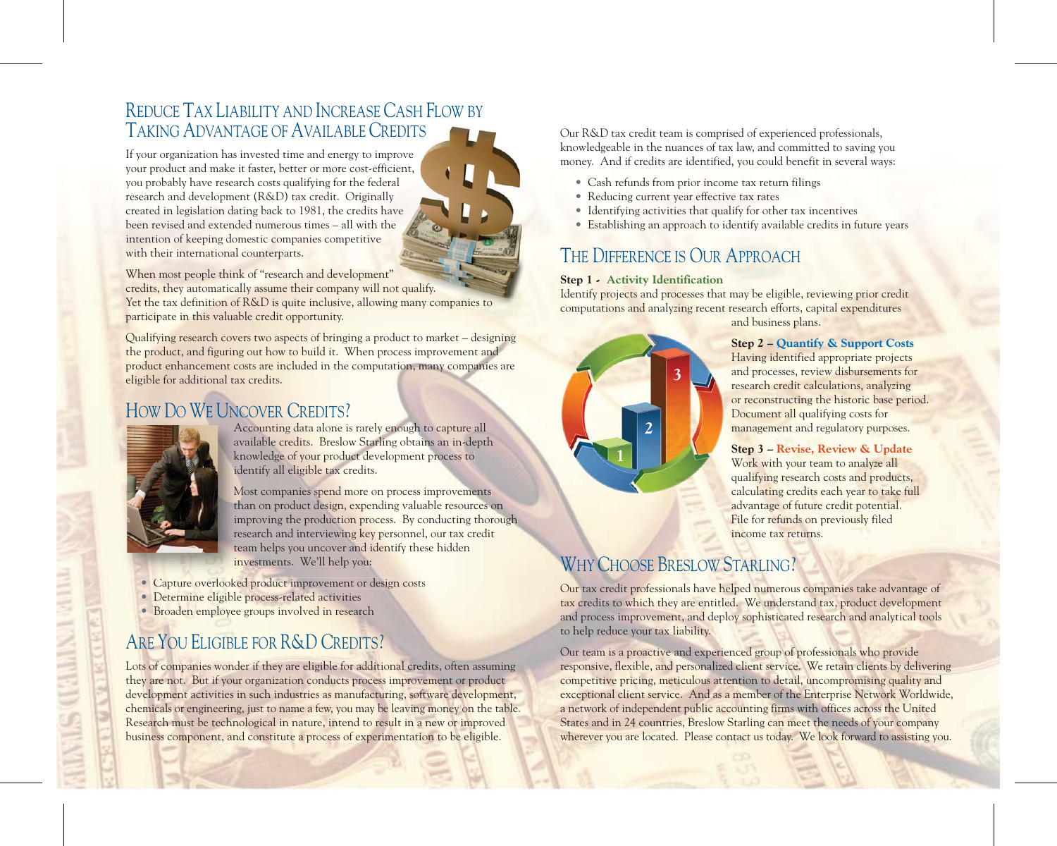## Reduce Tax Liability and Increase Cash Flow by Taking Advantage of Available Credits

If your organization has invested time and energy to improve your product and make it faster, better or more cost-efficient, you probably have research costs qualifying for the federal research and development (R&D) tax credit. Originally created in legislation dating back to 1981, the credits have been revised and extended numerous times – all with the intention of keeping domestic companies competitive with their international counterparts.

When most people think of "research and development" credits, they automatically assume their company will not qualify. Yet the tax definition of R&D is quite inclusive, allowing many companies to participate in this valuable credit opportunity.

Qualifying research covers two aspects of bringing a product to market – designing the product, and figuring out how to build it. When process improvement and product enhancement costs are included in the computation, many companies are eligible for additional tax credits.

## How Do We Uncover Credits?

Accounting data alone is rarely enough to capture all available credits. Breslow Starling obtains an in-depth knowledge of your product development process to identify all eligible tax credits.

Most companies spend more on process improvements than on product design, expending valuable resources on improving the production process. By conducting thorough research and interviewing key personnel, our tax credit team helps you uncover and identify these hidden investments. We'll help you:

- Capture overlooked product improvement or design costs
- Determine eligible process-related activities
- Broaden employee groups involved in research

## Are You Eligible for R&D Credits?

Lots of companies wonder if they are eligible for additional credits, often assuming they are not. But if your organization conducts process improvement or product development activities in such industries as manufacturing, software development, chemicals or engineering, just to name a few, you may be leaving money on the table. Research must be technological in nature, intend to result in a new or improved business component, and constitute a process of experimentation to be eligible.

Our R&D tax credit team is comprised of experienced professionals, knowledgeable in the nuances of tax law, and committed to saving you money. And if credits are identified, you could benefit in several ways:

- Cash refunds from prior income tax return filings
- Reducing current year effective tax rates
- Identifying activities that qualify for other tax incentives
- Establishing an approach to identify available credits in future years

## The Difference is Our Approach

**Step 1 - Activity Identification**
Identify projects and processes that may be eligible, reviewing prior credit computations and analyzing recent research efforts, capital expenditures and business plans.

1
2
3

**Step 2 – Quantify & Support Costs**
Having identified appropriate projects and processes, review disbursements for research credit calculations, analyzing or reconstructing the historic base period. Document all qualifying costs for management and regulatory purposes.

**Step 3 – Revise, Review & Update**
Work with your team to analyze all qualifying research costs and products, calculating credits each year to take full advantage of future credit potential. File for refunds on previously filed income tax returns.

## Why Choose Breslow Starling?

Our tax credit professionals have helped numerous companies take advantage of tax credits to which they are entitled. We understand tax, product development and process improvement, and deploy sophisticated research and analytical tools to help reduce your tax liability.

Our team is a proactive and experienced group of professionals who provide responsive, flexible, and personalized client service. We retain clients by delivering competitive pricing, meticulous attention to detail, uncompromising quality and exceptional client service. And as a member of the Enterprise Network Worldwide, a network of independent public accounting firms with offices across the United States and in 24 countries, Breslow Starling can meet the needs of your company wherever you are located. Please contact us today. We look forward to assisting you.